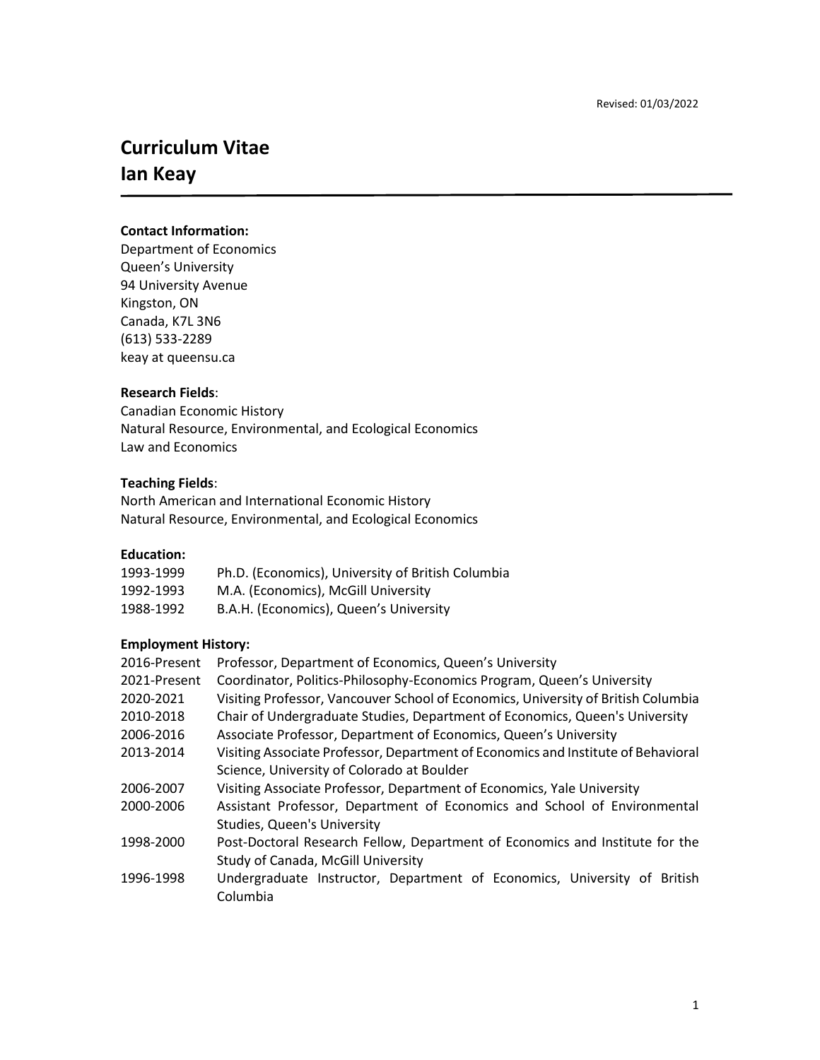Revised: 01/03/2022

# Curriculum Vitae
# Ian Keay

---

**Contact Information:**

Department of Economics
Queen's University
94 University Avenue
Kingston, ON
Canada, K7L 3N6
(613) 533-2289
keay at queensu.ca

**Research Fields**:

Canadian Economic History
Natural Resource, Environmental, and Ecological Economics
Law and Economics

**Teaching Fields**:

North American and International Economic History
Natural Resource, Environmental, and Ecological Economics

**Education:**

| | |
|---|---|
| 1993-1999 | Ph.D. (Economics), University of British Columbia |
| 1992-1993 | M.A. (Economics), McGill University |
| 1988-1992 | B.A.H. (Economics), Queen's University |

**Employment History:**

| | |
|---|---|
| 2016-Present | Professor, Department of Economics, Queen's University |
| 2021-Present | Coordinator, Politics-Philosophy-Economics Program, Queen's University |
| 2020-2021 | Visiting Professor, Vancouver School of Economics, University of British Columbia |
| 2010-2018 | Chair of Undergraduate Studies, Department of Economics, Queen's University |
| 2006-2016 | Associate Professor, Department of Economics, Queen's University |
| 2013-2014 | Visiting Associate Professor, Department of Economics and Institute of Behavioral Science, University of Colorado at Boulder |
| 2006-2007 | Visiting Associate Professor, Department of Economics, Yale University |
| 2000-2006 | Assistant Professor, Department of Economics and School of Environmental Studies, Queen's University |
| 1998-2000 | Post-Doctoral Research Fellow, Department of Economics and Institute for the Study of Canada, McGill University |
| 1996-1998 | Undergraduate Instructor, Department of Economics, University of British Columbia |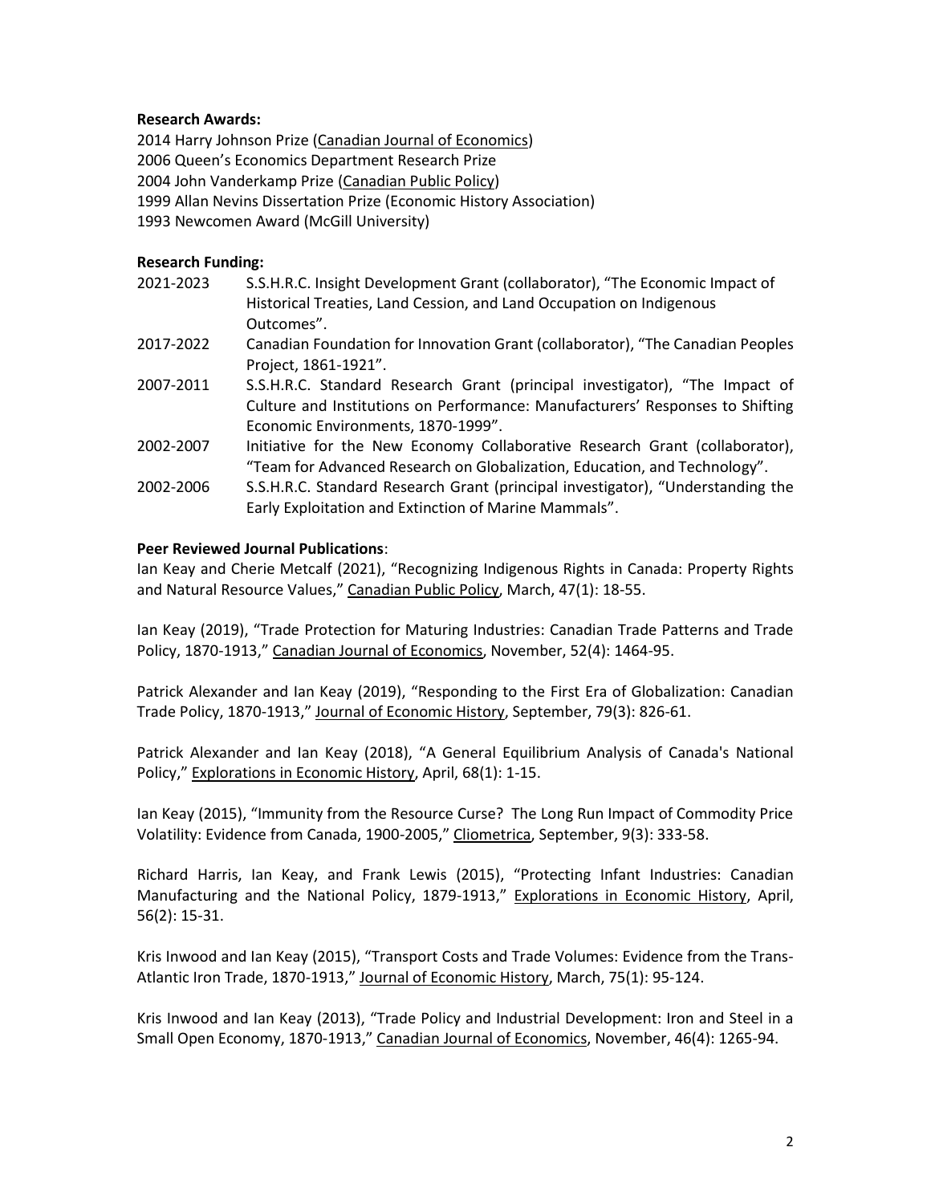**Research Awards:**

2014 Harry Johnson Prize (Canadian Journal of Economics)
2006 Queen's Economics Department Research Prize
2004 John Vanderkamp Prize (Canadian Public Policy)
1999 Allan Nevins Dissertation Prize (Economic History Association)
1993 Newcomen Award (McGill University)

**Research Funding:**

2021-2023 S.S.H.R.C. Insight Development Grant (collaborator), "The Economic Impact of Historical Treaties, Land Cession, and Land Occupation on Indigenous Outcomes".

2017-2022 Canadian Foundation for Innovation Grant (collaborator), "The Canadian Peoples Project, 1861-1921".

2007-2011 S.S.H.R.C. Standard Research Grant (principal investigator), "The Impact of Culture and Institutions on Performance: Manufacturers' Responses to Shifting Economic Environments, 1870-1999".

2002-2007 Initiative for the New Economy Collaborative Research Grant (collaborator), "Team for Advanced Research on Globalization, Education, and Technology".

2002-2006 S.S.H.R.C. Standard Research Grant (principal investigator), "Understanding the Early Exploitation and Extinction of Marine Mammals".

**Peer Reviewed Journal Publications**:

Ian Keay and Cherie Metcalf (2021), "Recognizing Indigenous Rights in Canada: Property Rights and Natural Resource Values," Canadian Public Policy, March, 47(1): 18-55.

Ian Keay (2019), "Trade Protection for Maturing Industries: Canadian Trade Patterns and Trade Policy, 1870-1913," Canadian Journal of Economics, November, 52(4): 1464-95.

Patrick Alexander and Ian Keay (2019), "Responding to the First Era of Globalization: Canadian Trade Policy, 1870-1913," Journal of Economic History, September, 79(3): 826-61.

Patrick Alexander and Ian Keay (2018), "A General Equilibrium Analysis of Canada's National Policy," Explorations in Economic History, April, 68(1): 1-15.

Ian Keay (2015), "Immunity from the Resource Curse? The Long Run Impact of Commodity Price Volatility: Evidence from Canada, 1900-2005," Cliometrica, September, 9(3): 333-58.

Richard Harris, Ian Keay, and Frank Lewis (2015), "Protecting Infant Industries: Canadian Manufacturing and the National Policy, 1879-1913," Explorations in Economic History, April, 56(2): 15-31.

Kris Inwood and Ian Keay (2015), "Transport Costs and Trade Volumes: Evidence from the Trans-Atlantic Iron Trade, 1870-1913," Journal of Economic History, March, 75(1): 95-124.

Kris Inwood and Ian Keay (2013), "Trade Policy and Industrial Development: Iron and Steel in a Small Open Economy, 1870-1913," Canadian Journal of Economics, November, 46(4): 1265-94.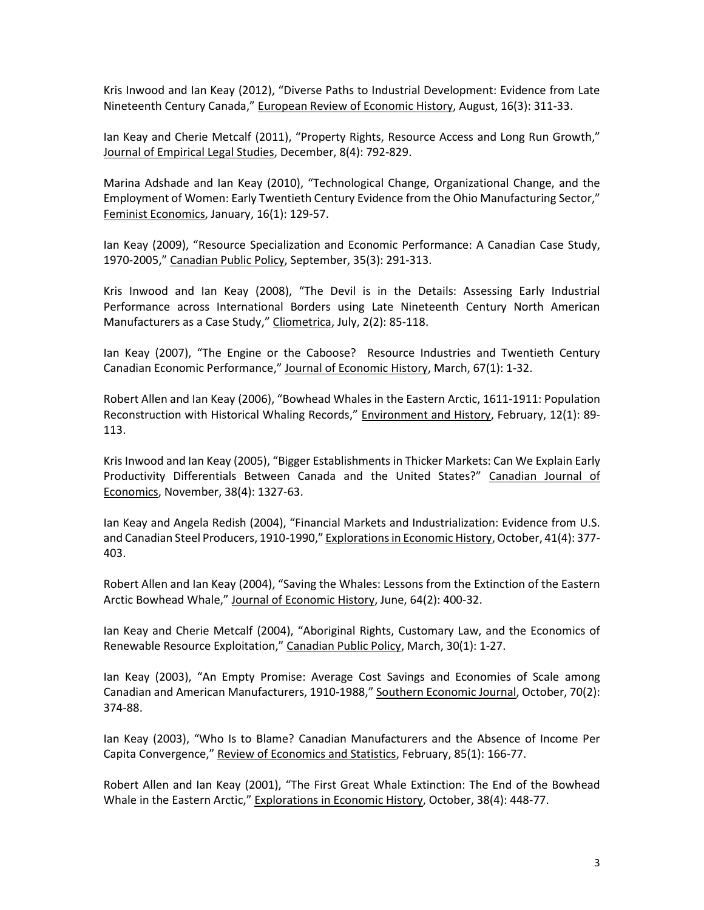Kris Inwood and Ian Keay (2012), "Diverse Paths to Industrial Development: Evidence from Late Nineteenth Century Canada," European Review of Economic History, August, 16(3): 311-33.

Ian Keay and Cherie Metcalf (2011), "Property Rights, Resource Access and Long Run Growth," Journal of Empirical Legal Studies, December, 8(4): 792-829.

Marina Adshade and Ian Keay (2010), "Technological Change, Organizational Change, and the Employment of Women: Early Twentieth Century Evidence from the Ohio Manufacturing Sector," Feminist Economics, January, 16(1): 129-57.

Ian Keay (2009), "Resource Specialization and Economic Performance: A Canadian Case Study, 1970-2005," Canadian Public Policy, September, 35(3): 291-313.

Kris Inwood and Ian Keay (2008), "The Devil is in the Details: Assessing Early Industrial Performance across International Borders using Late Nineteenth Century North American Manufacturers as a Case Study," Cliometrica, July, 2(2): 85-118.

Ian Keay (2007), "The Engine or the Caboose? Resource Industries and Twentieth Century Canadian Economic Performance," Journal of Economic History, March, 67(1): 1-32.

Robert Allen and Ian Keay (2006), "Bowhead Whales in the Eastern Arctic, 1611-1911: Population Reconstruction with Historical Whaling Records," Environment and History, February, 12(1): 89-113.

Kris Inwood and Ian Keay (2005), "Bigger Establishments in Thicker Markets: Can We Explain Early Productivity Differentials Between Canada and the United States?" Canadian Journal of Economics, November, 38(4): 1327-63.

Ian Keay and Angela Redish (2004), "Financial Markets and Industrialization: Evidence from U.S. and Canadian Steel Producers, 1910-1990," Explorations in Economic History, October, 41(4): 377-403.

Robert Allen and Ian Keay (2004), "Saving the Whales: Lessons from the Extinction of the Eastern Arctic Bowhead Whale," Journal of Economic History, June, 64(2): 400-32.

Ian Keay and Cherie Metcalf (2004), "Aboriginal Rights, Customary Law, and the Economics of Renewable Resource Exploitation," Canadian Public Policy, March, 30(1): 1-27.

Ian Keay (2003), "An Empty Promise: Average Cost Savings and Economies of Scale among Canadian and American Manufacturers, 1910-1988," Southern Economic Journal, October, 70(2): 374-88.

Ian Keay (2003), "Who Is to Blame? Canadian Manufacturers and the Absence of Income Per Capita Convergence," Review of Economics and Statistics, February, 85(1): 166-77.

Robert Allen and Ian Keay (2001), "The First Great Whale Extinction: The End of the Bowhead Whale in the Eastern Arctic," Explorations in Economic History, October, 38(4): 448-77.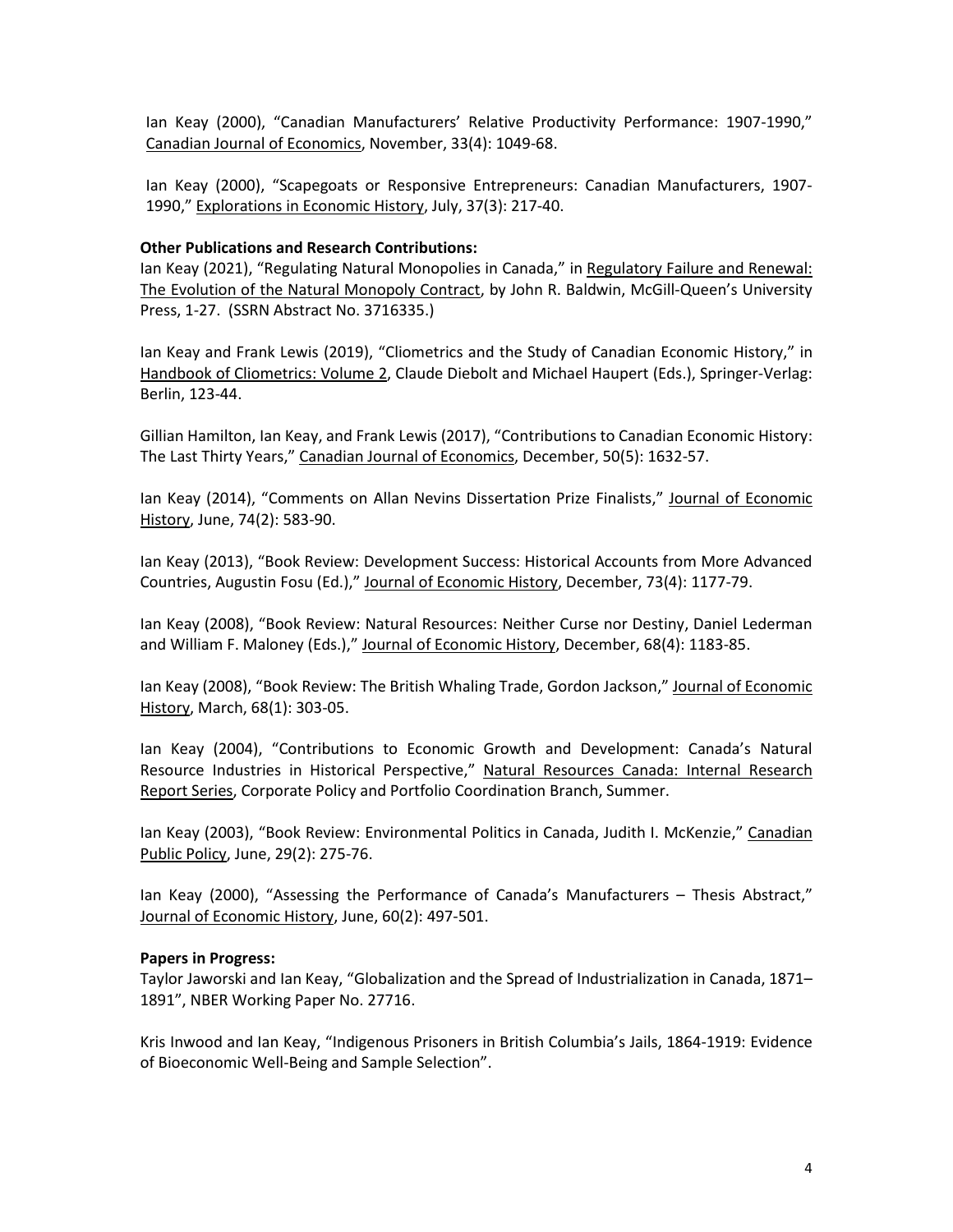Ian Keay (2000), "Canadian Manufacturers' Relative Productivity Performance: 1907-1990," Canadian Journal of Economics, November, 33(4): 1049-68.

Ian Keay (2000), "Scapegoats or Responsive Entrepreneurs: Canadian Manufacturers, 1907-1990," Explorations in Economic History, July, 37(3): 217-40.

**Other Publications and Research Contributions:**

Ian Keay (2021), "Regulating Natural Monopolies in Canada," in Regulatory Failure and Renewal: The Evolution of the Natural Monopoly Contract, by John R. Baldwin, McGill-Queen's University Press, 1-27. (SSRN Abstract No. 3716335.)

Ian Keay and Frank Lewis (2019), "Cliometrics and the Study of Canadian Economic History," in Handbook of Cliometrics: Volume 2, Claude Diebolt and Michael Haupert (Eds.), Springer-Verlag: Berlin, 123-44.

Gillian Hamilton, Ian Keay, and Frank Lewis (2017), "Contributions to Canadian Economic History: The Last Thirty Years," Canadian Journal of Economics, December, 50(5): 1632-57.

Ian Keay (2014), "Comments on Allan Nevins Dissertation Prize Finalists," Journal of Economic History, June, 74(2): 583-90.

Ian Keay (2013), "Book Review: Development Success: Historical Accounts from More Advanced Countries, Augustin Fosu (Ed.)," Journal of Economic History, December, 73(4): 1177-79.

Ian Keay (2008), "Book Review: Natural Resources: Neither Curse nor Destiny, Daniel Lederman and William F. Maloney (Eds.)," Journal of Economic History, December, 68(4): 1183-85.

Ian Keay (2008), "Book Review: The British Whaling Trade, Gordon Jackson," Journal of Economic History, March, 68(1): 303-05.

Ian Keay (2004), "Contributions to Economic Growth and Development: Canada's Natural Resource Industries in Historical Perspective," Natural Resources Canada: Internal Research Report Series, Corporate Policy and Portfolio Coordination Branch, Summer.

Ian Keay (2003), "Book Review: Environmental Politics in Canada, Judith I. McKenzie," Canadian Public Policy, June, 29(2): 275-76.

Ian Keay (2000), "Assessing the Performance of Canada's Manufacturers – Thesis Abstract," Journal of Economic History, June, 60(2): 497-501.

**Papers in Progress:**

Taylor Jaworski and Ian Keay, "Globalization and the Spread of Industrialization in Canada, 1871–1891", NBER Working Paper No. 27716.

Kris Inwood and Ian Keay, "Indigenous Prisoners in British Columbia's Jails, 1864-1919: Evidence of Bioeconomic Well-Being and Sample Selection".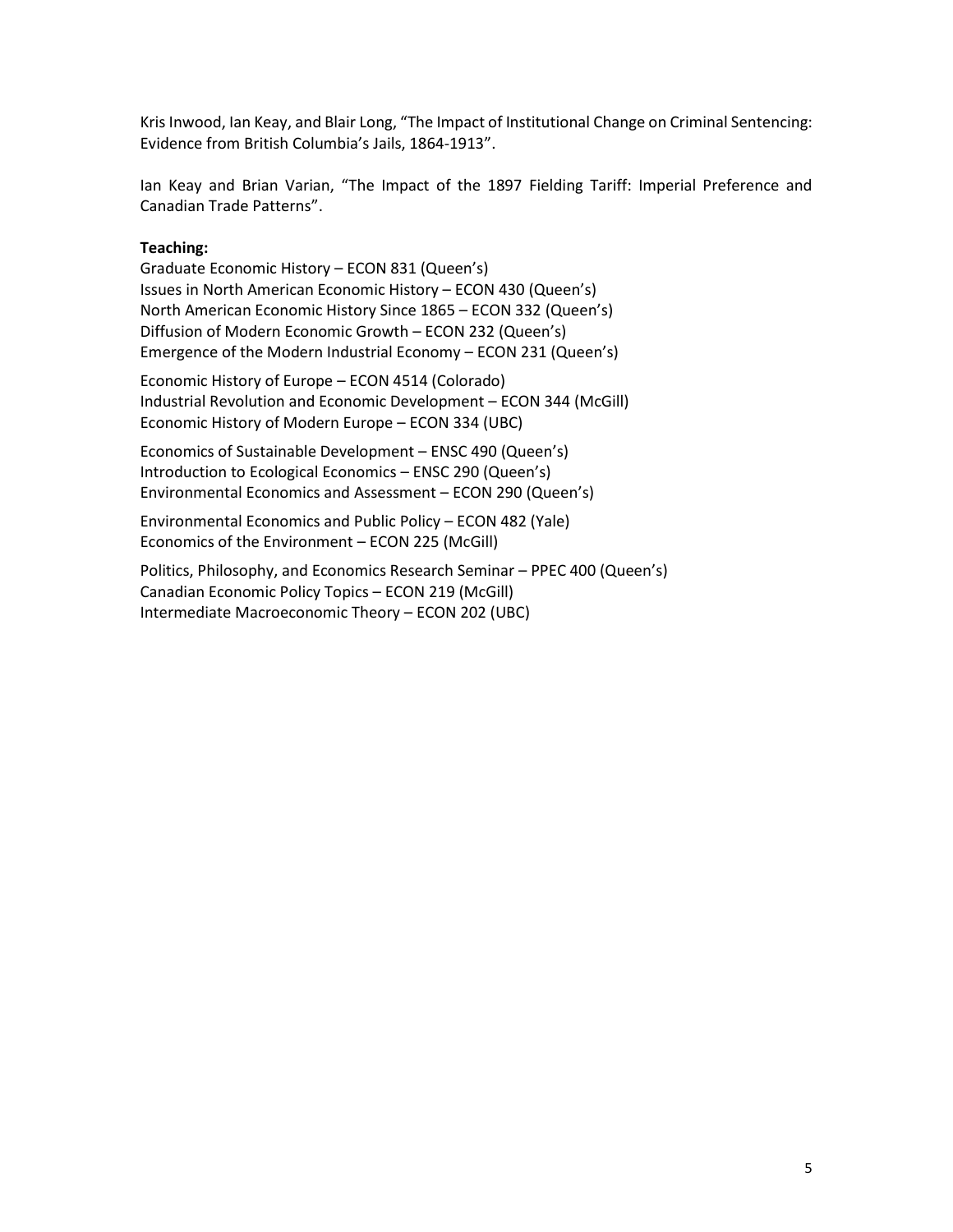Kris Inwood, Ian Keay, and Blair Long, "The Impact of Institutional Change on Criminal Sentencing: Evidence from British Columbia's Jails, 1864-1913".

Ian Keay and Brian Varian, "The Impact of the 1897 Fielding Tariff: Imperial Preference and Canadian Trade Patterns".

**Teaching:**

Graduate Economic History – ECON 831 (Queen's)
Issues in North American Economic History – ECON 430 (Queen's)
North American Economic History Since 1865 – ECON 332 (Queen's)
Diffusion of Modern Economic Growth – ECON 232 (Queen's)
Emergence of the Modern Industrial Economy – ECON 231 (Queen's)

Economic History of Europe – ECON 4514 (Colorado)
Industrial Revolution and Economic Development – ECON 344 (McGill)
Economic History of Modern Europe – ECON 334 (UBC)

Economics of Sustainable Development – ENSC 490 (Queen's)
Introduction to Ecological Economics – ENSC 290 (Queen's)
Environmental Economics and Assessment – ECON 290 (Queen's)

Environmental Economics and Public Policy – ECON 482 (Yale)
Economics of the Environment – ECON 225 (McGill)

Politics, Philosophy, and Economics Research Seminar – PPEC 400 (Queen's)
Canadian Economic Policy Topics – ECON 219 (McGill)
Intermediate Macroeconomic Theory – ECON 202 (UBC)